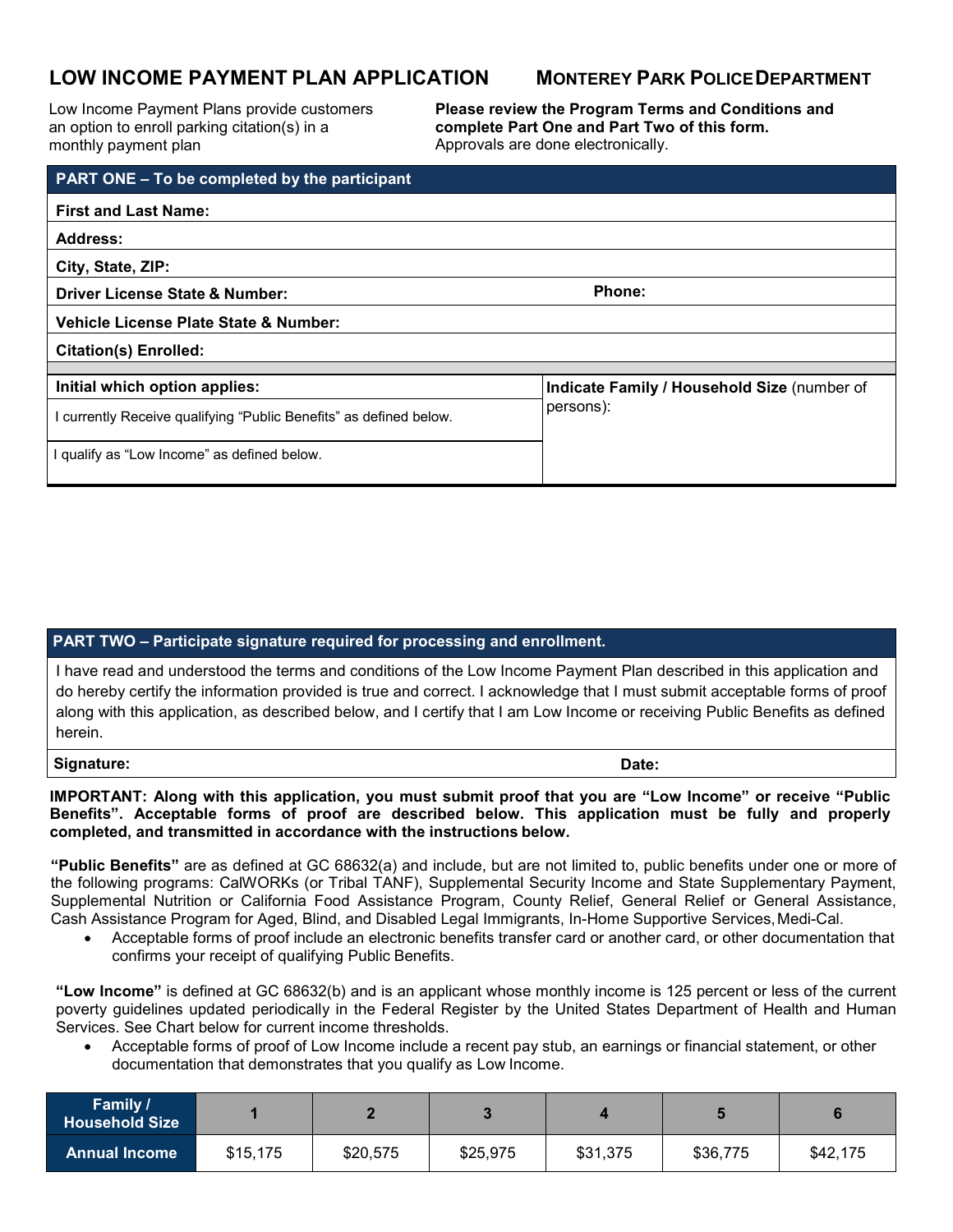# LOW INCOME PAYMENT PLAN APPLICATION

## MONTEREY PARK POLICE DEPARTMENT

Low Income Payment Plans provide customers an option to enroll parking citation(s) in a monthly payment plan

**Please review the Program Terms and Conditions and complete Part One and Part Two of this form.**
Approvals are done electronically.

| PART ONE – To be completed by the participant | |
|---|---|
| **First and Last Name:** | |
| **Address:** | |
| **City, State, ZIP:** | |
| **Driver License State & Number:** | **Phone:** |
| **Vehicle License Plate State & Number:** | |
| **Citation(s) Enrolled:** | |
| **Initial which option applies:** | **Indicate Family / Household Size** (number of persons): |
| I currently Receive qualifying "Public Benefits" as defined below. | |
| I qualify as "Low Income" as defined below. | |

| PART TWO – Participate signature required for processing and enrollment. | |
|---|---|
| I have read and understood the terms and conditions of the Low Income Payment Plan described in this application and do hereby certify the information provided is true and correct. I acknowledge that I must submit acceptable forms of proof along with this application, as described below, and I certify that I am Low Income or receiving Public Benefits as defined herein. | |
| **Signature:** | **Date:** |

**IMPORTANT: Along with this application, you must submit proof that you are "Low Income" or receive "Public Benefits". Acceptable forms of proof are described below. This application must be fully and properly completed, and transmitted in accordance with the instructions below.**

**"Public Benefits"** are as defined at GC 68632(a) and include, but are not limited to, public benefits under one or more of the following programs: CalWORKs (or Tribal TANF), Supplemental Security Income and State Supplementary Payment, Supplemental Nutrition or California Food Assistance Program, County Relief, General Relief or General Assistance, Cash Assistance Program for Aged, Blind, and Disabled Legal Immigrants, In-Home Supportive Services, Medi-Cal.

- Acceptable forms of proof include an electronic benefits transfer card or another card, or other documentation that confirms your receipt of qualifying Public Benefits.

**"Low Income"** is defined at GC 68632(b) and is an applicant whose monthly income is 125 percent or less of the current poverty guidelines updated periodically in the Federal Register by the United States Department of Health and Human Services. See Chart below for current income thresholds.

- Acceptable forms of proof of Low Income include a recent pay stub, an earnings or financial statement, or other documentation that demonstrates that you qualify as Low Income.

| Family / Household Size | 1 | 2 | 3 | 4 | 5 | 6 |
|---|---|---|---|---|---|---|
| Annual Income | $15,175 | $20,575 | $25,975 | $31,375 | $36,775 | $42,175 |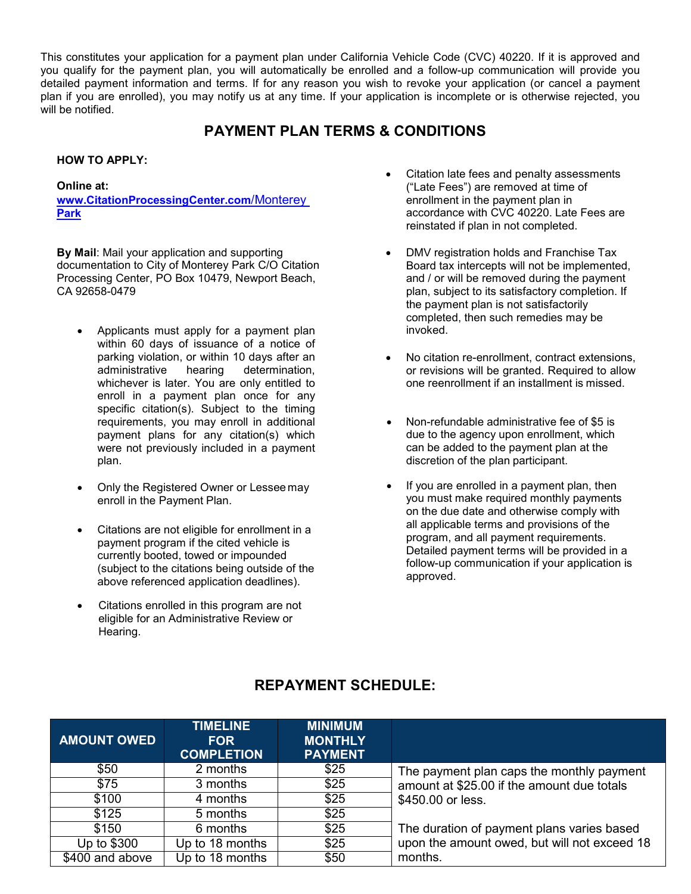This constitutes your application for a payment plan under California Vehicle Code (CVC) 40220. If it is approved and you qualify for the payment plan, you will automatically be enrolled and a follow-up communication will provide you detailed payment information and terms. If for any reason you wish to revoke your application (or cancel a payment plan if you are enrolled), you may notify us at any time. If your application is incomplete or is otherwise rejected, you will be notified.

## PAYMENT PLAN TERMS & CONDITIONS

**HOW TO APPLY:**

**Online at:**
**www.CitationProcessingCenter.com/Monterey Park**

**By Mail**: Mail your application and supporting documentation to City of Monterey Park C/O Citation Processing Center, PO Box 10479, Newport Beach, CA 92658-0479

- Applicants must apply for a payment plan within 60 days of issuance of a notice of parking violation, or within 10 days after an administrative hearing determination, whichever is later. You are only entitled to enroll in a payment plan once for any specific citation(s). Subject to the timing requirements, you may enroll in additional payment plans for any citation(s) which were not previously included in a payment plan.
- Only the Registered Owner or Lessee may enroll in the Payment Plan.
- Citations are not eligible for enrollment in a payment program if the cited vehicle is currently booted, towed or impounded (subject to the citations being outside of the above referenced application deadlines).
- Citations enrolled in this program are not eligible for an Administrative Review or Hearing.
- Citation late fees and penalty assessments ("Late Fees") are removed at time of enrollment in the payment plan in accordance with CVC 40220. Late Fees are reinstated if plan in not completed.
- DMV registration holds and Franchise Tax Board tax intercepts will not be implemented, and / or will be removed during the payment plan, subject to its satisfactory completion. If the payment plan is not satisfactorily completed, then such remedies may be invoked.
- No citation re-enrollment, contract extensions, or revisions will be granted. Required to allow one reenrollment if an installment is missed.
- Non-refundable administrative fee of $5 is due to the agency upon enrollment, which can be added to the payment plan at the discretion of the plan participant.
- If you are enrolled in a payment plan, then you must make required monthly payments on the due date and otherwise comply with all applicable terms and provisions of the program, and all payment requirements. Detailed payment terms will be provided in a follow-up communication if your application is approved.

## REPAYMENT SCHEDULE:

| AMOUNT OWED | TIMELINE FOR COMPLETION | MINIMUM MONTHLY PAYMENT | |
|---|---|---|---|
| $50 | 2 months | $25 | The payment plan caps the monthly payment amount at $25.00 if the amount due totals $450.00 or less. |
| $75 | 3 months | $25 | |
| $100 | 4 months | $25 | |
| $125 | 5 months | $25 | |
| $150 | 6 months | $25 | The duration of payment plans varies based upon the amount owed, but will not exceed 18 months. |
| Up to $300 | Up to 18 months | $25 | |
| $400 and above | Up to 18 months | $50 | |